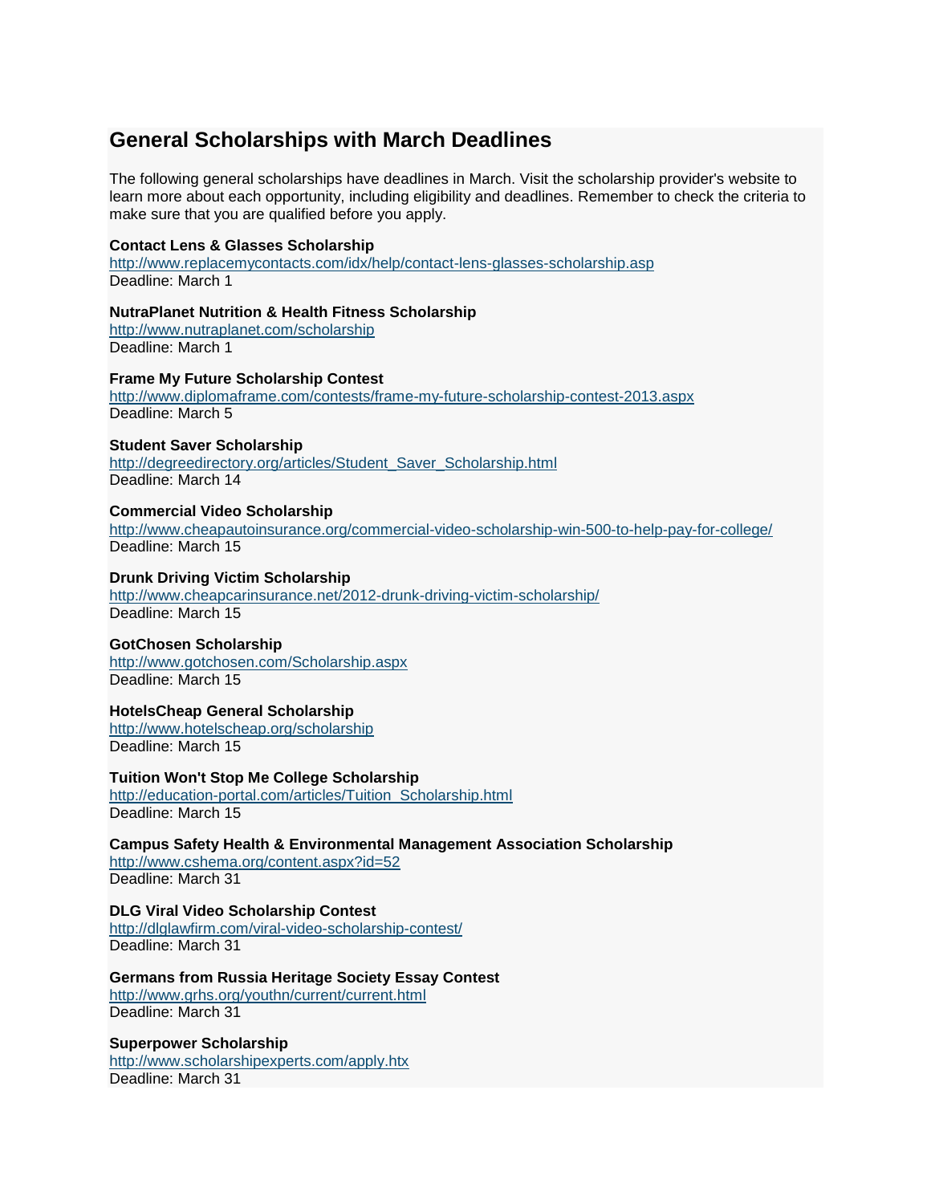## General Scholarships with March Deadlines

The following general scholarships have deadlines in March. Visit the scholarship provider's website to learn more about each opportunity, including eligibility and deadlines. Remember to check the criteria to make sure that you are qualified before you apply.

**Contact Lens & Glasses Scholarship**
http://www.replacemycontacts.com/idx/help/contact-lens-glasses-scholarship.asp
Deadline: March 1

**NutraPlanet Nutrition & Health Fitness Scholarship**
http://www.nutraplanet.com/scholarship
Deadline: March 1

**Frame My Future Scholarship Contest**
http://www.diplomaframe.com/contests/frame-my-future-scholarship-contest-2013.aspx
Deadline: March 5

**Student Saver Scholarship**
http://degreedirectory.org/articles/Student_Saver_Scholarship.html
Deadline: March 14

**Commercial Video Scholarship**
http://www.cheapautoinsurance.org/commercial-video-scholarship-win-500-to-help-pay-for-college/
Deadline: March 15

**Drunk Driving Victim Scholarship**
http://www.cheapcarinsurance.net/2012-drunk-driving-victim-scholarship/
Deadline: March 15

**GotChosen Scholarship**
http://www.gotchosen.com/Scholarship.aspx
Deadline: March 15

**HotelsCheap General Scholarship**
http://www.hotelscheap.org/scholarship
Deadline: March 15

**Tuition Won't Stop Me College Scholarship**
http://education-portal.com/articles/Tuition_Scholarship.html
Deadline: March 15

**Campus Safety Health & Environmental Management Association Scholarship**
http://www.cshema.org/content.aspx?id=52
Deadline: March 31

**DLG Viral Video Scholarship Contest**
http://dlglawfirm.com/viral-video-scholarship-contest/
Deadline: March 31

**Germans from Russia Heritage Society Essay Contest**
http://www.grhs.org/youthn/current/current.html
Deadline: March 31

**Superpower Scholarship**
http://www.scholarshipexperts.com/apply.htx
Deadline: March 31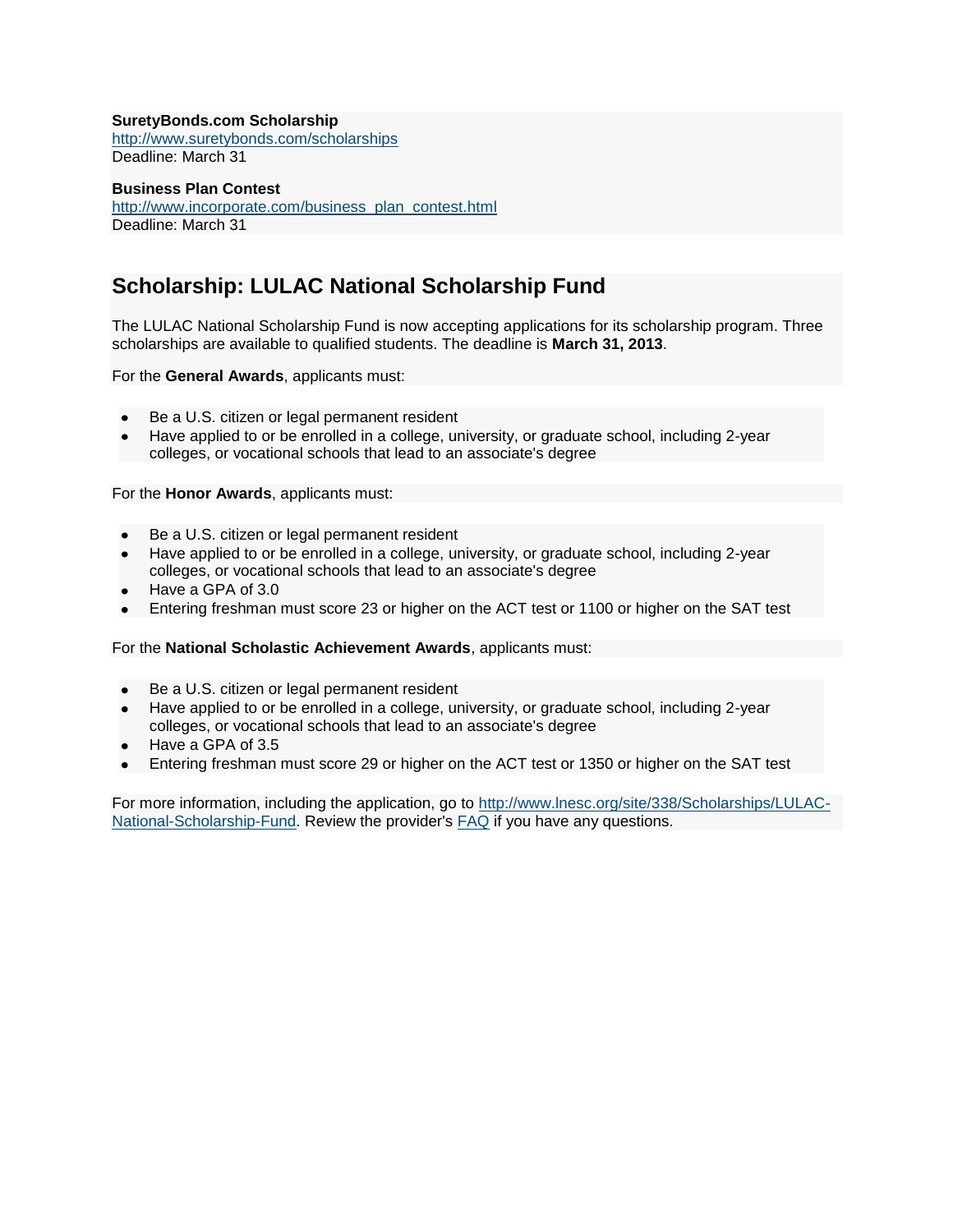**SuretyBonds.com Scholarship**
http://www.suretybonds.com/scholarships
Deadline: March 31

**Business Plan Contest**
http://www.incorporate.com/business_plan_contest.html
Deadline: March 31

## Scholarship: LULAC National Scholarship Fund

The LULAC National Scholarship Fund is now accepting applications for its scholarship program. Three scholarships are available to qualified students. The deadline is **March 31, 2013**.

For the **General Awards**, applicants must:

- Be a U.S. citizen or legal permanent resident
- Have applied to or be enrolled in a college, university, or graduate school, including 2-year colleges, or vocational schools that lead to an associate's degree

For the **Honor Awards**, applicants must:

- Be a U.S. citizen or legal permanent resident
- Have applied to or be enrolled in a college, university, or graduate school, including 2-year colleges, or vocational schools that lead to an associate's degree
- Have a GPA of 3.0
- Entering freshman must score 23 or higher on the ACT test or 1100 or higher on the SAT test

For the **National Scholastic Achievement Awards**, applicants must:

- Be a U.S. citizen or legal permanent resident
- Have applied to or be enrolled in a college, university, or graduate school, including 2-year colleges, or vocational schools that lead to an associate's degree
- Have a GPA of 3.5
- Entering freshman must score 29 or higher on the ACT test or 1350 or higher on the SAT test

For more information, including the application, go to http://www.lnesc.org/site/338/Scholarships/LULAC-National-Scholarship-Fund. Review the provider's FAQ if you have any questions.